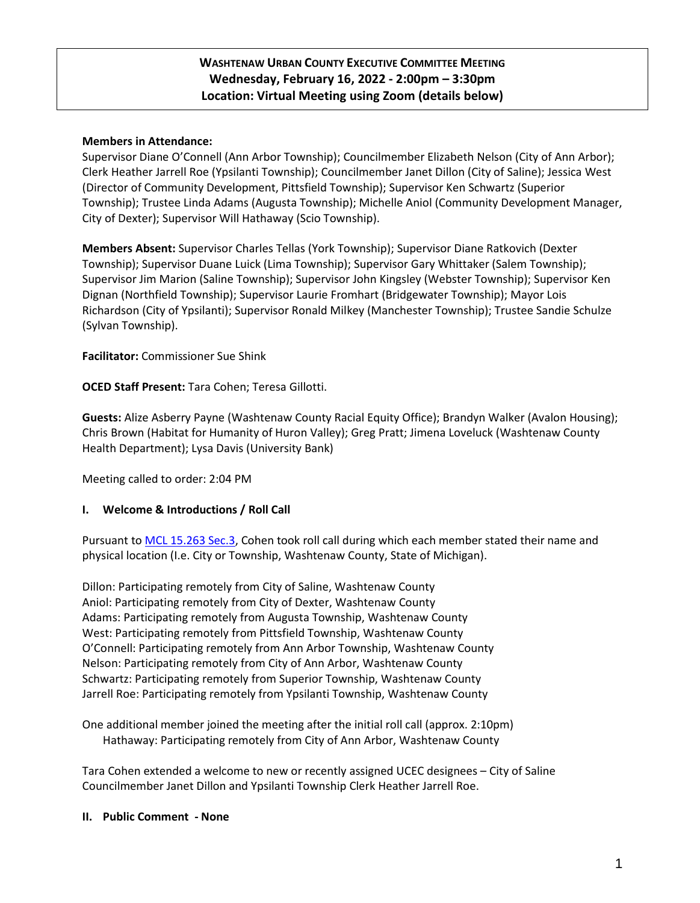# WASHTENAW URBAN COUNTY EXECUTIVE COMMITTEE MEETING
## Wednesday, February 16, 2022 - 2:00pm – 3:30pm
## Location: Virtual Meeting using Zoom (details below)

**Members in Attendance:**
Supervisor Diane O'Connell (Ann Arbor Township); Councilmember Elizabeth Nelson (City of Ann Arbor); Clerk Heather Jarrell Roe (Ypsilanti Township); Councilmember Janet Dillon (City of Saline); Jessica West (Director of Community Development, Pittsfield Township); Supervisor Ken Schwartz (Superior Township); Trustee Linda Adams (Augusta Township); Michelle Aniol (Community Development Manager, City of Dexter); Supervisor Will Hathaway (Scio Township).

**Members Absent:** Supervisor Charles Tellas (York Township); Supervisor Diane Ratkovich (Dexter Township); Supervisor Duane Luick (Lima Township); Supervisor Gary Whittaker (Salem Township); Supervisor Jim Marion (Saline Township); Supervisor John Kingsley (Webster Township); Supervisor Ken Dignan (Northfield Township); Supervisor Laurie Fromhart (Bridgewater Township); Mayor Lois Richardson (City of Ypsilanti); Supervisor Ronald Milkey (Manchester Township); Trustee Sandie Schulze (Sylvan Township).

**Facilitator:** Commissioner Sue Shink

**OCED Staff Present:** Tara Cohen; Teresa Gillotti.

**Guests:** Alize Asberry Payne (Washtenaw County Racial Equity Office); Brandyn Walker (Avalon Housing); Chris Brown (Habitat for Humanity of Huron Valley); Greg Pratt; Jimena Loveluck (Washtenaw County Health Department); Lysa Davis (University Bank)

Meeting called to order: 2:04 PM

## I. Welcome & Introductions / Roll Call

Pursuant to MCL 15.263 Sec.3, Cohen took roll call during which each member stated their name and physical location (I.e. City or Township, Washtenaw County, State of Michigan).

Dillon: Participating remotely from City of Saline, Washtenaw County
Aniol: Participating remotely from City of Dexter, Washtenaw County
Adams: Participating remotely from Augusta Township, Washtenaw County
West: Participating remotely from Pittsfield Township, Washtenaw County
O'Connell: Participating remotely from Ann Arbor Township, Washtenaw County
Nelson: Participating remotely from City of Ann Arbor, Washtenaw County
Schwartz: Participating remotely from Superior Township, Washtenaw County
Jarrell Roe: Participating remotely from Ypsilanti Township, Washtenaw County

One additional member joined the meeting after the initial roll call (approx. 2:10pm)
Hathaway: Participating remotely from City of Ann Arbor, Washtenaw County

Tara Cohen extended a welcome to new or recently assigned UCEC designees – City of Saline Councilmember Janet Dillon and Ypsilanti Township Clerk Heather Jarrell Roe.

## II. Public Comment - None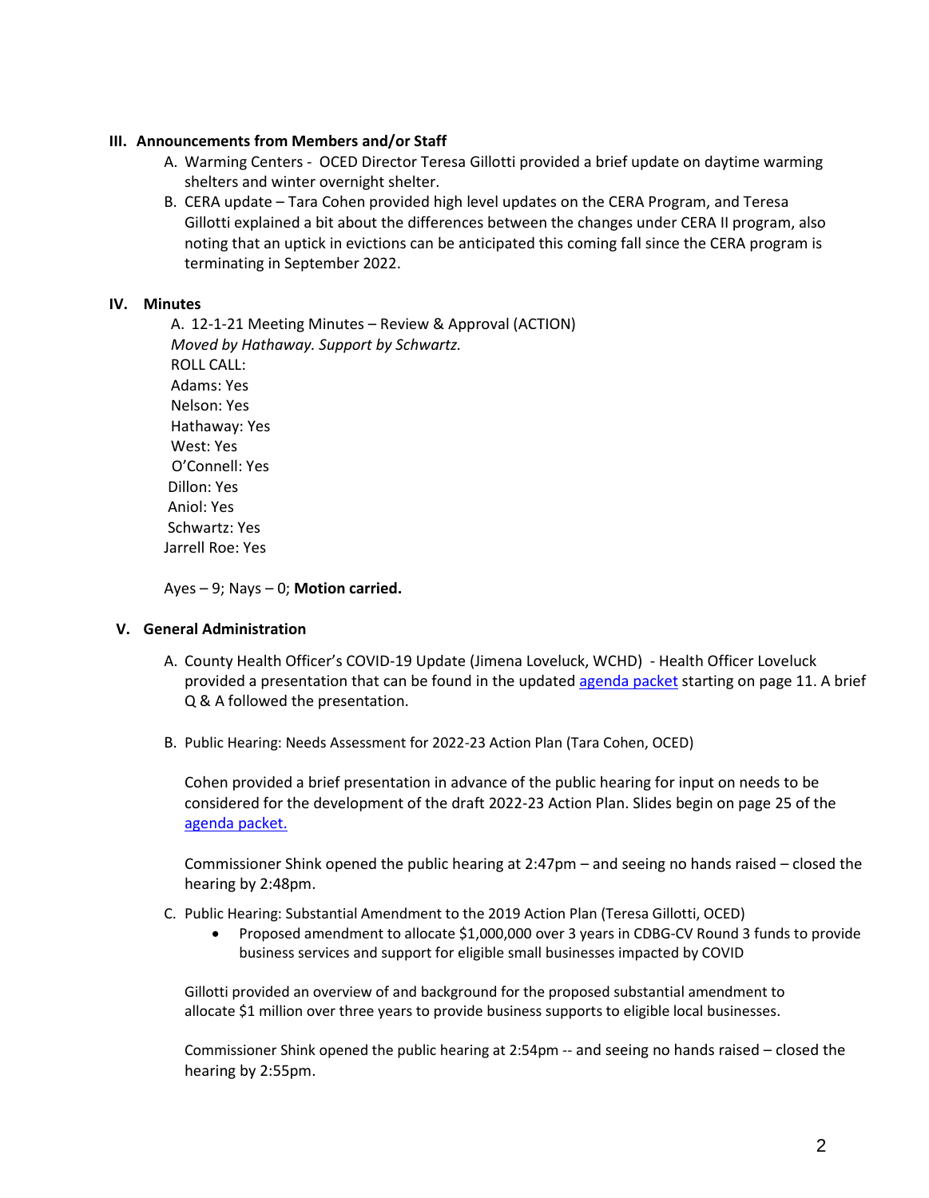## III. Announcements from Members and/or Staff

A. Warming Centers - OCED Director Teresa Gillotti provided a brief update on daytime warming shelters and winter overnight shelter.

B. CERA update – Tara Cohen provided high level updates on the CERA Program, and Teresa Gillotti explained a bit about the differences between the changes under CERA II program, also noting that an uptick in evictions can be anticipated this coming fall since the CERA program is terminating in September 2022.

## IV. Minutes

A. 12-1-21 Meeting Minutes – Review & Approval (ACTION)
*Moved by Hathaway. Support by Schwartz.*
ROLL CALL:
Adams: Yes
Nelson: Yes
Hathaway: Yes
West: Yes
O'Connell: Yes
Dillon: Yes
Aniol: Yes
Schwartz: Yes
Jarrell Roe: Yes

Ayes – 9; Nays – 0; **Motion carried.**

## V. General Administration

A. County Health Officer's COVID-19 Update (Jimena Loveluck, WCHD) - Health Officer Loveluck provided a presentation that can be found in the updated agenda packet starting on page 11. A brief Q & A followed the presentation.

B. Public Hearing: Needs Assessment for 2022-23 Action Plan (Tara Cohen, OCED)

Cohen provided a brief presentation in advance of the public hearing for input on needs to be considered for the development of the draft 2022-23 Action Plan. Slides begin on page 25 of the agenda packet.

Commissioner Shink opened the public hearing at 2:47pm – and seeing no hands raised – closed the hearing by 2:48pm.

C. Public Hearing: Substantial Amendment to the 2019 Action Plan (Teresa Gillotti, OCED)

- Proposed amendment to allocate $1,000,000 over 3 years in CDBG-CV Round 3 funds to provide business services and support for eligible small businesses impacted by COVID

Gillotti provided an overview of and background for the proposed substantial amendment to allocate $1 million over three years to provide business supports to eligible local businesses.

Commissioner Shink opened the public hearing at 2:54pm -- and seeing no hands raised – closed the hearing by 2:55pm.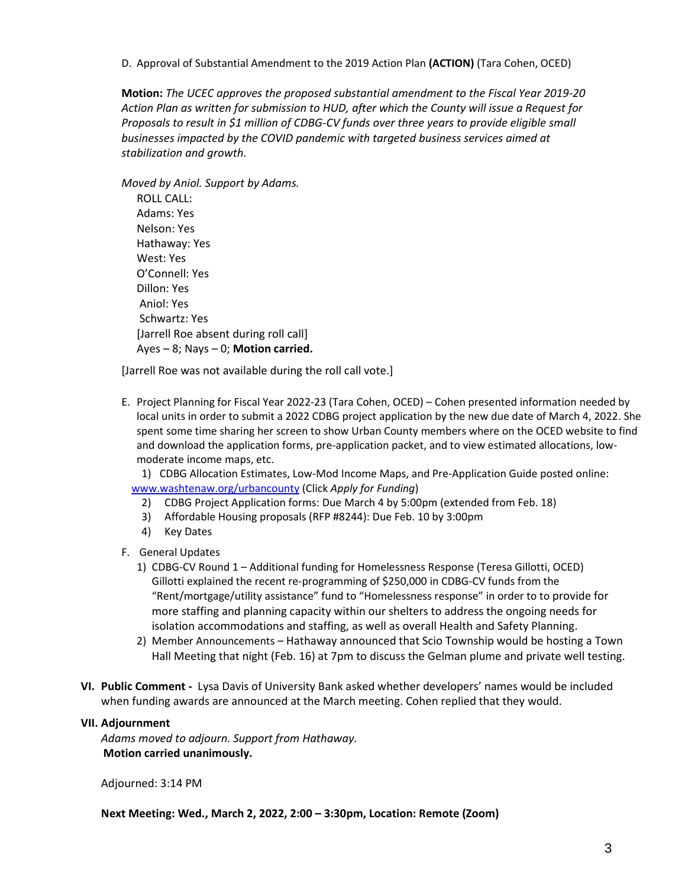D. Approval of Substantial Amendment to the 2019 Action Plan **(ACTION)** (Tara Cohen, OCED)

**Motion:** *The UCEC approves the proposed substantial amendment to the Fiscal Year 2019-20 Action Plan as written for submission to HUD, after which the County will issue a Request for Proposals to result in $1 million of CDBG-CV funds over three years to provide eligible small businesses impacted by the COVID pandemic with targeted business services aimed at stabilization and growth.*

*Moved by Aniol. Support by Adams.*

ROLL CALL:
Adams: Yes
Nelson: Yes
Hathaway: Yes
West: Yes
O'Connell: Yes
Dillon: Yes
Aniol: Yes
Schwartz: Yes
[Jarrell Roe absent during roll call]
Ayes – 8; Nays – 0; **Motion carried.**

[Jarrell Roe was not available during the roll call vote.]

E. Project Planning for Fiscal Year 2022-23 (Tara Cohen, OCED) – Cohen presented information needed by local units in order to submit a 2022 CDBG project application by the new due date of March 4, 2022. She spent some time sharing her screen to show Urban County members where on the OCED website to find and download the application forms, pre-application packet, and to view estimated allocations, low-moderate income maps, etc.

1) CDBG Allocation Estimates, Low-Mod Income Maps, and Pre-Application Guide posted online: www.washtenaw.org/urbancounty (Click *Apply for Funding*)
2) CDBG Project Application forms: Due March 4 by 5:00pm (extended from Feb. 18)
3) Affordable Housing proposals (RFP #8244): Due Feb. 10 by 3:00pm
4) Key Dates

F. General Updates

1) CDBG-CV Round 1 – Additional funding for Homelessness Response (Teresa Gillotti, OCED) Gillotti explained the recent re-programming of $250,000 in CDBG-CV funds from the "Rent/mortgage/utility assistance" fund to "Homelessness response" in order to to provide for more staffing and planning capacity within our shelters to address the ongoing needs for isolation accommodations and staffing, as well as overall Health and Safety Planning.
2) Member Announcements – Hathaway announced that Scio Township would be hosting a Town Hall Meeting that night (Feb. 16) at 7pm to discuss the Gelman plume and private well testing.

**VI. Public Comment -** Lysa Davis of University Bank asked whether developers' names would be included when funding awards are announced at the March meeting. Cohen replied that they would.

**VII. Adjournment**

*Adams moved to adjourn. Support from Hathaway.*
**Motion carried unanimously.**

Adjourned: 3:14 PM

**Next Meeting: Wed., March 2, 2022, 2:00 – 3:30pm, Location: Remote (Zoom)**